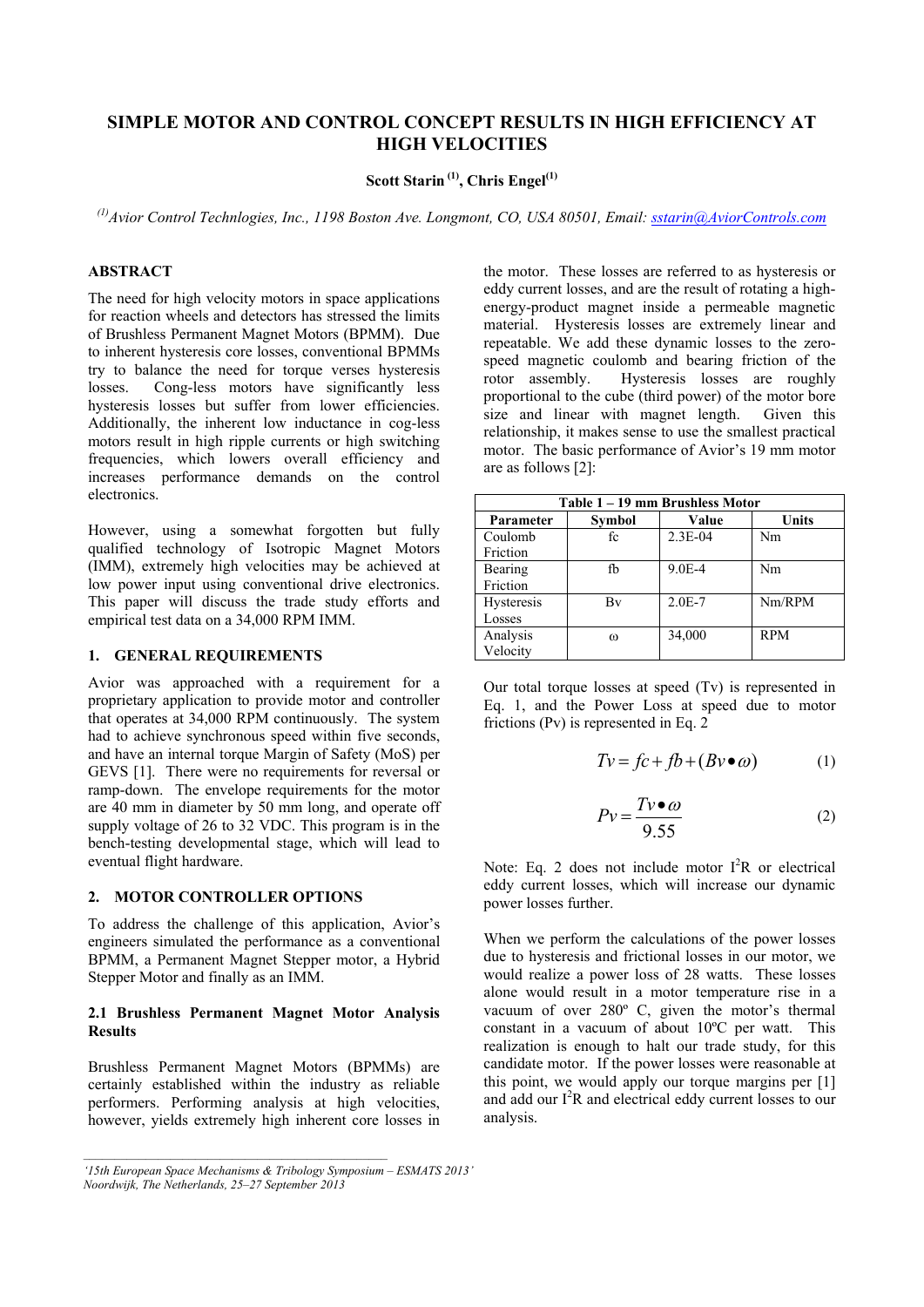# SIMPLE MOTOR AND CONTROL CONCEPT RESULTS IN HIGH EFFICIENCY AT HIGH VELOCITIES

**Scott Starin [(1)], Chris Engel[(1)]**

*[(1)]Avior Control Technlogies, Inc., 1198 Boston Ave. Longmont, CO, USA 80501, Email: sstarin@AviorControls.com*

## ABSTRACT

The need for high velocity motors in space applications for reaction wheels and detectors has stressed the limits of Brushless Permanent Magnet Motors (BPMM). Due to inherent hysteresis core losses, conventional BPMMs try to balance the need for torque verses hysteresis losses. Cong-less motors have significantly less hysteresis losses but suffer from lower efficiencies. Additionally, the inherent low inductance in cog-less motors result in high ripple currents or high switching frequencies, which lowers overall efficiency and increases performance demands on the control electronics.

However, using a somewhat forgotten but fully qualified technology of Isotropic Magnet Motors (IMM), extremely high velocities may be achieved at low power input using conventional drive electronics. This paper will discuss the trade study efforts and empirical test data on a 34,000 RPM IMM.

## 1. GENERAL REQUIREMENTS

Avior was approached with a requirement for a proprietary application to provide motor and controller that operates at 34,000 RPM continuously. The system had to achieve synchronous speed within five seconds, and have an internal torque Margin of Safety (MoS) per GEVS [1]. There were no requirements for reversal or ramp-down. The envelope requirements for the motor are 40 mm in diameter by 50 mm long, and operate off supply voltage of 26 to 32 VDC. This program is in the bench-testing developmental stage, which will lead to eventual flight hardware.

## 2. MOTOR CONTROLLER OPTIONS

To address the challenge of this application, Avior's engineers simulated the performance as a conventional BPMM, a Permanent Magnet Stepper motor, a Hybrid Stepper Motor and finally as an IMM.

### 2.1 Brushless Permanent Magnet Motor Analysis Results

Brushless Permanent Magnet Motors (BPMMs) are certainly established within the industry as reliable performers. Performing analysis at high velocities, however, yields extremely high inherent core losses in the motor. These losses are referred to as hysteresis or eddy current losses, and are the result of rotating a high-energy-product magnet inside a permeable magnetic material. Hysteresis losses are extremely linear and repeatable. We add these dynamic losses to the zero-speed magnetic coulomb and bearing friction of the rotor assembly. Hysteresis losses are roughly proportional to the cube (third power) of the motor bore size and linear with magnet length. Given this relationship, it makes sense to use the smallest practical motor. The basic performance of Avior's 19 mm motor are as follows [2]:

**Table 1 – 19 mm Brushless Motor**

| Parameter | Symbol | Value | Units |
|---|---|---|---|
| Coulomb Friction | fc | 2.3E-04 | Nm |
| Bearing Friction | fb | 9.0E-4 | Nm |
| Hysteresis Losses | Bv | 2.0E-7 | Nm/RPM |
| Analysis Velocity | ω | 34,000 | RPM |

Our total torque losses at speed (Tv) is represented in Eq. 1, and the Power Loss at speed due to motor frictions (Pv) is represented in Eq. 2

$$Tv = fc + fb + (Bv \bullet \omega) \tag{1}$$

$$Pv = \frac{Tv \bullet \omega}{9.55} \tag{2}$$

Note: Eq. 2 does not include motor $I^2R$ or electrical eddy current losses, which will increase our dynamic power losses further.

When we perform the calculations of the power losses due to hysteresis and frictional losses in our motor, we would realize a power loss of 28 watts. These losses alone would result in a motor temperature rise in a vacuum of over 280º C, given the motor's thermal constant in a vacuum of about 10ºC per watt. This realization is enough to halt our trade study, for this candidate motor. If the power losses were reasonable at this point, we would apply our torque margins per [1] and add our $I^2R$ and electrical eddy current losses to our analysis.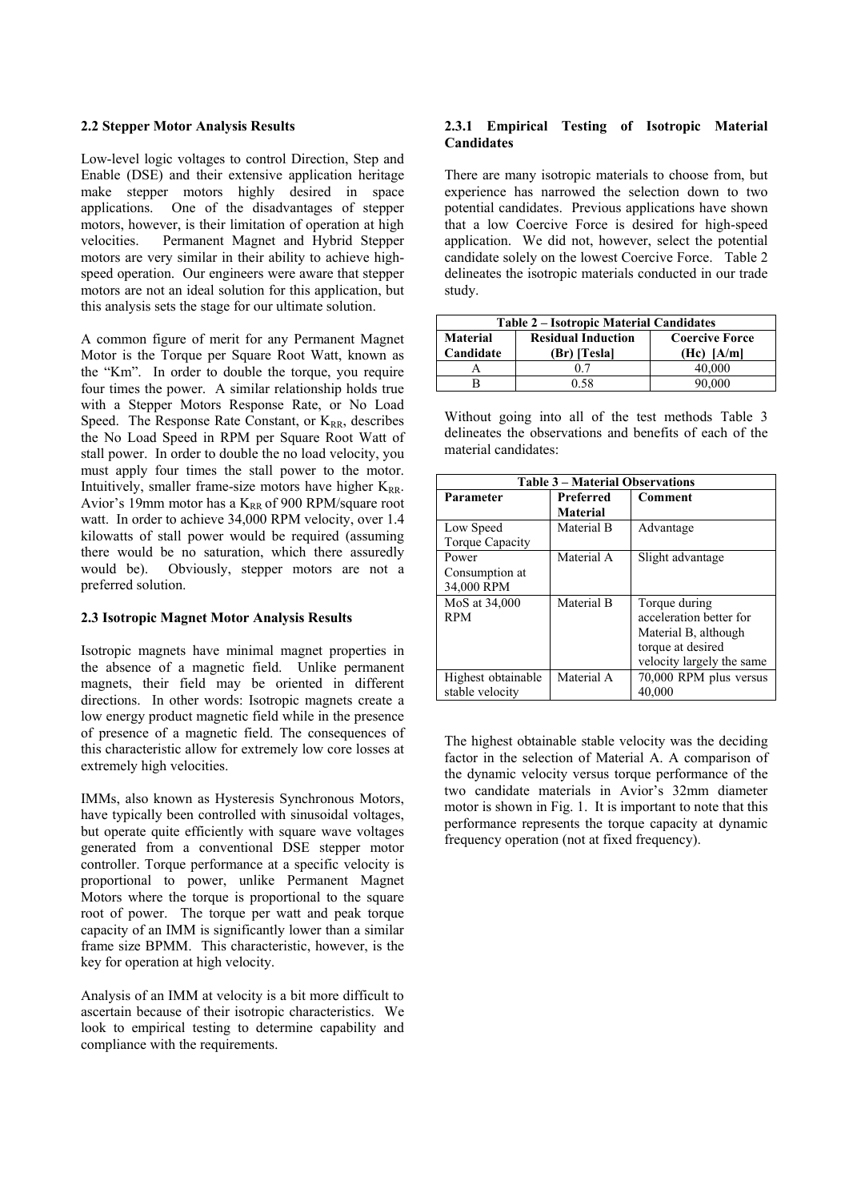### 2.2 Stepper Motor Analysis Results

Low-level logic voltages to control Direction, Step and Enable (DSE) and their extensive application heritage make stepper motors highly desired in space applications. One of the disadvantages of stepper motors, however, is their limitation of operation at high velocities. Permanent Magnet and Hybrid Stepper motors are very similar in their ability to achieve high-speed operation. Our engineers were aware that stepper motors are not an ideal solution for this application, but this analysis sets the stage for our ultimate solution.

A common figure of merit for any Permanent Magnet Motor is the Torque per Square Root Watt, known as the "Km". In order to double the torque, you require four times the power. A similar relationship holds true with a Stepper Motors Response Rate, or No Load Speed. The Response Rate Constant, or $K_{RR}$, describes the No Load Speed in RPM per Square Root Watt of stall power. In order to double the no load velocity, you must apply four times the stall power to the motor. Intuitively, smaller frame-size motors have higher $K_{RR}$. Avior's 19mm motor has a $K_{RR}$ of 900 RPM/square root watt. In order to achieve 34,000 RPM velocity, over 1.4 kilowatts of stall power would be required (assuming there would be no saturation, which there assuredly would be). Obviously, stepper motors are not a preferred solution.

### 2.3 Isotropic Magnet Motor Analysis Results

Isotropic magnets have minimal magnet properties in the absence of a magnetic field. Unlike permanent magnets, their field may be oriented in different directions. In other words: Isotropic magnets create a low energy product magnetic field while in the presence of presence of a magnetic field. The consequences of this characteristic allow for extremely low core losses at extremely high velocities.

IMMs, also known as Hysteresis Synchronous Motors, have typically been controlled with sinusoidal voltages, but operate quite efficiently with square wave voltages generated from a conventional DSE stepper motor controller. Torque performance at a specific velocity is proportional to power, unlike Permanent Magnet Motors where the torque is proportional to the square root of power. The torque per watt and peak torque capacity of an IMM is significantly lower than a similar frame size BPMM. This characteristic, however, is the key for operation at high velocity.

Analysis of an IMM at velocity is a bit more difficult to ascertain because of their isotropic characteristics. We look to empirical testing to determine capability and compliance with the requirements.

#### 2.3.1 Empirical Testing of Isotropic Material Candidates

There are many isotropic materials to choose from, but experience has narrowed the selection down to two potential candidates. Previous applications have shown that a low Coercive Force is desired for high-speed application. We did not, however, select the potential candidate solely on the lowest Coercive Force. Table 2 delineates the isotropic materials conducted in our trade study.

**Table 2 – Isotropic Material Candidates**

| Material Candidate | Residual Induction (Br) [Tesla] | Coercive Force (Hc) [A/m] |
|---|---|---|
| A | 0.7 | 40,000 |
| B | 0.58 | 90,000 |

Without going into all of the test methods Table 3 delineates the observations and benefits of each of the material candidates:

**Table 3 – Material Observations**

| Parameter | Preferred Material | Comment |
|---|---|---|
| Low Speed Torque Capacity | Material B | Advantage |
| Power Consumption at 34,000 RPM | Material A | Slight advantage |
| MoS at 34,000 RPM | Material B | Torque during acceleration better for Material B, although torque at desired velocity largely the same |
| Highest obtainable stable velocity | Material A | 70,000 RPM plus versus 40,000 |

The highest obtainable stable velocity was the deciding factor in the selection of Material A. A comparison of the dynamic velocity versus torque performance of the two candidate materials in Avior's 32mm diameter motor is shown in Fig. 1. It is important to note that this performance represents the torque capacity at dynamic frequency operation (not at fixed frequency).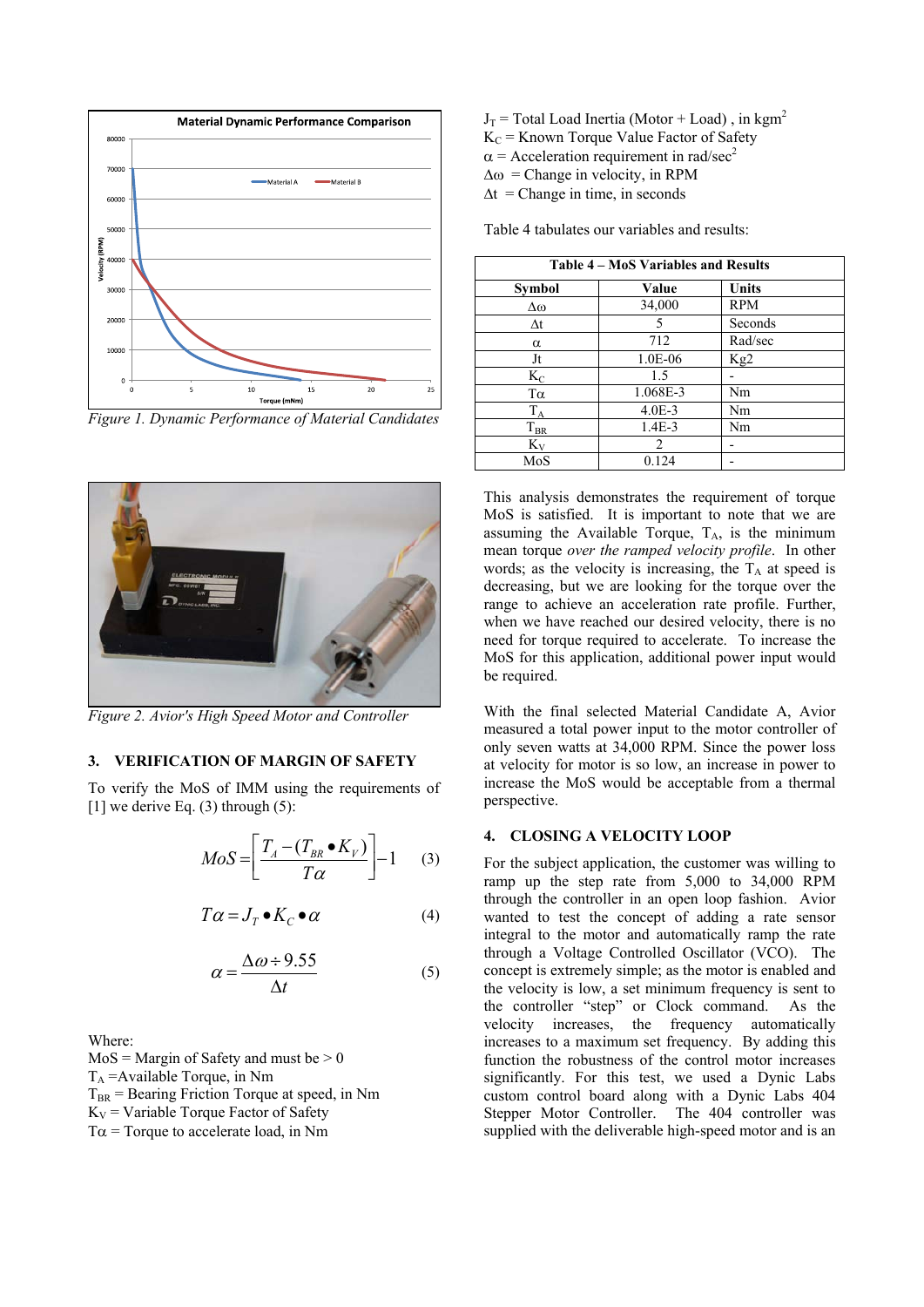Figure 1. Dynamic Performance of Material Candidates

Figure 2. Avior's High Speed Motor and Controller

## 3. VERIFICATION OF MARGIN OF SAFETY

To verify the MoS of IMM using the requirements of [1] we derive Eq. (3) through (5):

$$MoS = \left[ \frac{T_A - (T_{BR} \bullet K_V)}{T\alpha} \right] - 1 \quad (3)$$

$$T\alpha = J_T \bullet K_C \bullet \alpha \quad (4)$$

$$\alpha = \frac{\Delta\omega \div 9.55}{\Delta t} \quad (5)$$

Where:
MoS = Margin of Safety and must be > 0
$T_A$ =Available Torque, in Nm
$T_{BR}$ = Bearing Friction Torque at speed, in Nm
$K_V$ = Variable Torque Factor of Safety
$T\alpha$ = Torque to accelerate load, in Nm
$J_T$ = Total Load Inertia (Motor + Load) , in kgm$^2$
$K_C$ = Known Torque Value Factor of Safety
$\alpha$ = Acceleration requirement in rad/sec$^2$
$\Delta\omega$ = Change in velocity, in RPM
$\Delta t$ = Change in time, in seconds

Table 4 tabulates our variables and results:

**Table 4 – MoS Variables and Results**

| Symbol | Value | Units |
|---|---|---|
| $\Delta\omega$ | 34,000 | RPM |
| $\Delta t$ | 5 | Seconds |
| $\alpha$ | 712 | Rad/sec |
| Jt | 1.0E-06 | Kg2 |
| $K_C$ | 1.5 | - |
| $T\alpha$ | 1.068E-3 | Nm |
| $T_A$ | 4.0E-3 | Nm |
| $T_{BR}$ | 1.4E-3 | Nm |
| $K_V$ | 2 | - |
| MoS | 0.124 | - |

This analysis demonstrates the requirement of torque MoS is satisfied. It is important to note that we are assuming the Available Torque, $T_A$, is the minimum mean torque *over the ramped velocity profile*. In other words; as the velocity is increasing, the $T_A$ at speed is decreasing, but we are looking for the torque over the range to achieve an acceleration rate profile. Further, when we have reached our desired velocity, there is no need for torque required to accelerate. To increase the MoS for this application, additional power input would be required.

With the final selected Material Candidate A, Avior measured a total power input to the motor controller of only seven watts at 34,000 RPM. Since the power loss at velocity for motor is so low, an increase in power to increase the MoS would be acceptable from a thermal perspective.

## 4. CLOSING A VELOCITY LOOP

For the subject application, the customer was willing to ramp up the step rate from 5,000 to 34,000 RPM through the controller in an open loop fashion. Avior wanted to test the concept of adding a rate sensor integral to the motor and automatically ramp the rate through a Voltage Controlled Oscillator (VCO). The concept is extremely simple; as the motor is enabled and the velocity is low, a set minimum frequency is sent to the controller "step" or Clock command. As the velocity increases, the frequency automatically increases to a maximum set frequency. By adding this function the robustness of the control motor increases significantly. For this test, we used a Dynic Labs custom control board along with a Dynic Labs 404 Stepper Motor Controller. The 404 controller was supplied with the deliverable high-speed motor and is an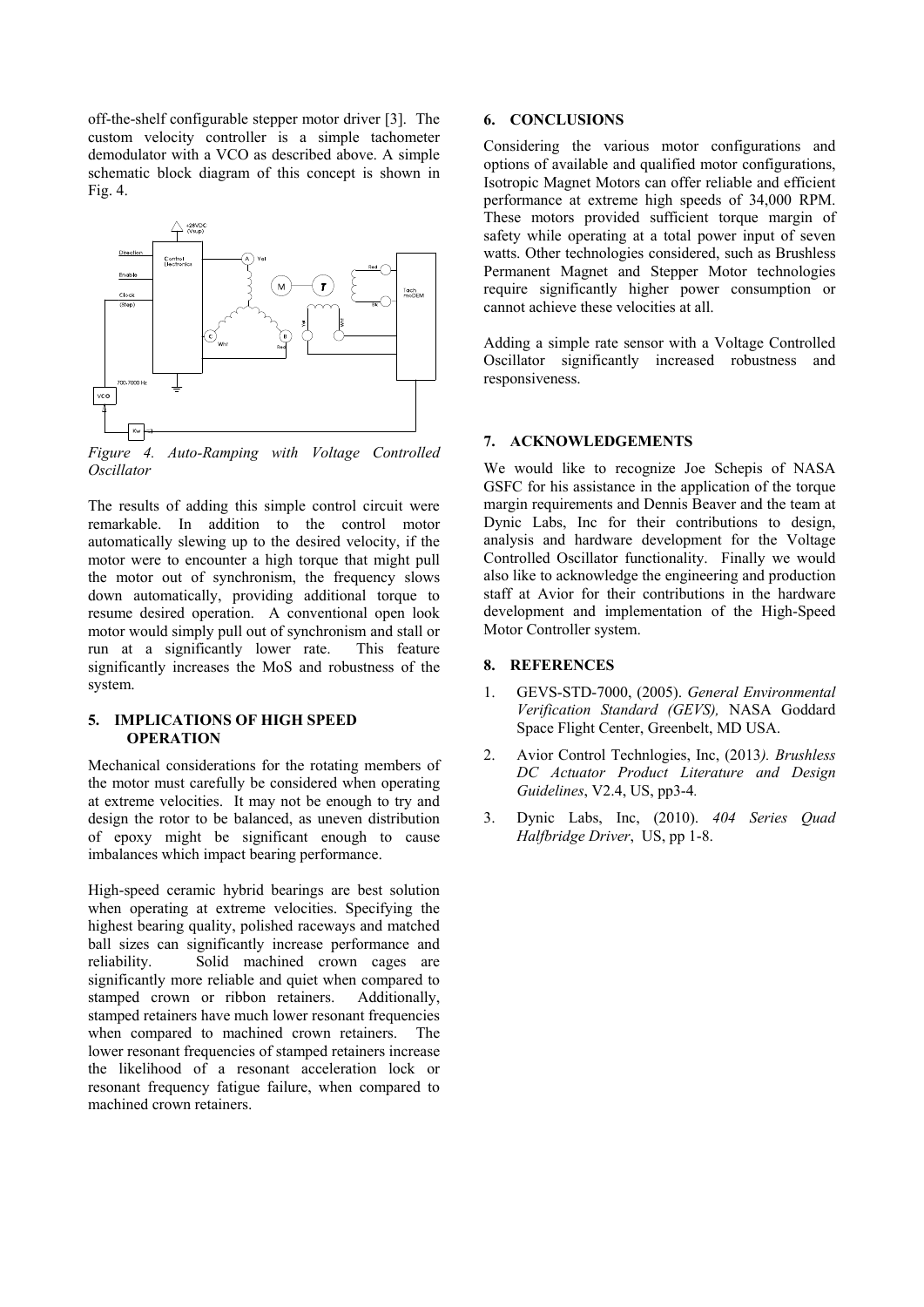off-the-shelf configurable stepper motor driver [3]. The custom velocity controller is a simple tachometer demodulator with a VCO as described above. A simple schematic block diagram of this concept is shown in Fig. 4.

+28VDC (Vsup)

Direction

Enable

Clock (Step)

Control Electronics

A Yel

M

T

Red

Blk

Tach moDEM

C Wht

B Red

700-7000 Hz

VCO

Kw

*Figure 4. Auto-Ramping with Voltage Controlled Oscillator*

The results of adding this simple control circuit were remarkable. In addition to the control motor automatically slewing up to the desired velocity, if the motor were to encounter a high torque that might pull the motor out of synchronism, the frequency slows down automatically, providing additional torque to resume desired operation. A conventional open look motor would simply pull out of synchronism and stall or run at a significantly lower rate. This feature significantly increases the MoS and robustness of the system.

## 5. IMPLICATIONS OF HIGH SPEED OPERATION

Mechanical considerations for the rotating members of the motor must carefully be considered when operating at extreme velocities. It may not be enough to try and design the rotor to be balanced, as uneven distribution of epoxy might be significant enough to cause imbalances which impact bearing performance.

High-speed ceramic hybrid bearings are best solution when operating at extreme velocities. Specifying the highest bearing quality, polished raceways and matched ball sizes can significantly increase performance and reliability. Solid machined crown cages are significantly more reliable and quiet when compared to stamped crown or ribbon retainers. Additionally, stamped retainers have much lower resonant frequencies when compared to machined crown retainers. The lower resonant frequencies of stamped retainers increase the likelihood of a resonant acceleration lock or resonant frequency fatigue failure, when compared to machined crown retainers.

## 6. CONCLUSIONS

Considering the various motor configurations and options of available and qualified motor configurations, Isotropic Magnet Motors can offer reliable and efficient performance at extreme high speeds of 34,000 RPM. These motors provided sufficient torque margin of safety while operating at a total power input of seven watts. Other technologies considered, such as Brushless Permanent Magnet and Stepper Motor technologies require significantly higher power consumption or cannot achieve these velocities at all.

Adding a simple rate sensor with a Voltage Controlled Oscillator significantly increased robustness and responsiveness.

## 7. ACKNOWLEDGEMENTS

We would like to recognize Joe Schepis of NASA GSFC for his assistance in the application of the torque margin requirements and Dennis Beaver and the team at Dynic Labs, Inc for their contributions to design, analysis and hardware development for the Voltage Controlled Oscillator functionality. Finally we would also like to acknowledge the engineering and production staff at Avior for their contributions in the hardware development and implementation of the High-Speed Motor Controller system.

## 8. REFERENCES

1. GEVS-STD-7000, (2005). *General Environmental Verification Standard (GEVS),* NASA Goddard Space Flight Center, Greenbelt, MD USA.
2. Avior Control Technlogies, Inc, (2013*). Brushless DC Actuator Product Literature and Design Guidelines*, V2.4, US, pp3-4*.*
3. Dynic Labs, Inc, (2010). *404 Series Quad Halfbridge Driver*, US, pp 1-8.